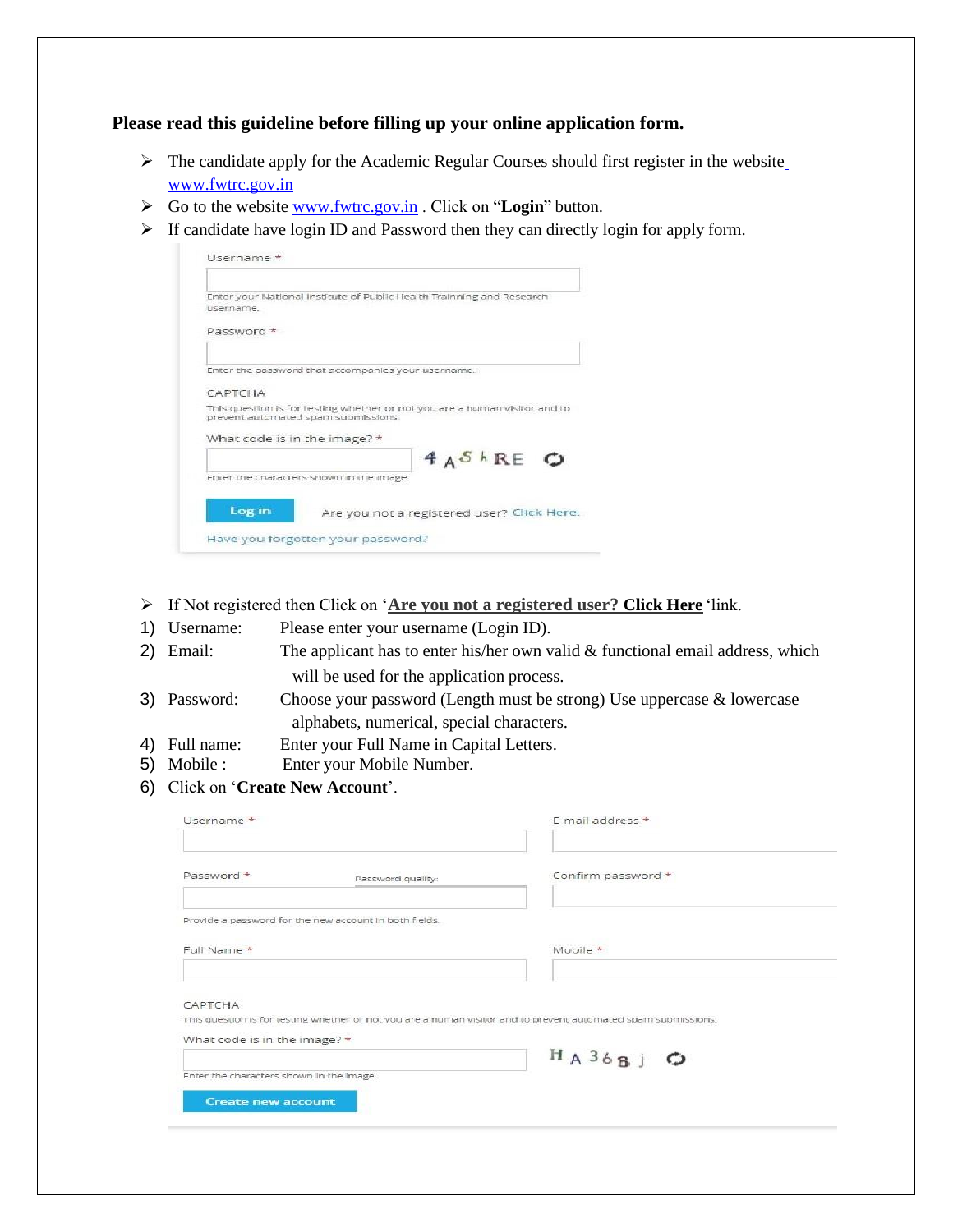**Please read this guideline before filling up your online application form.**

- The candidate apply for the Academic Regular Courses should first register in the website www.fwtrc.gov.in
- Go to the website www.fwtrc.gov.in . Click on "**Login**" button.
- If candidate have login ID and Password then they can directly login for apply form.

Username *

Enter your National Institute of Public Health Trainning and Research username.

Password *

Enter the password that accompanies your username.

CAPTCHA

This question is for testing whether or not you are a human visitor and to prevent automated spam submissions.

What code is in the image? *

4 A S h RE

Enter the characters shown in the image.

Log in    Are you not a registered user? Click Here.

Have you forgotten your password?

- If Not registered then Click on '**Are you not a registered user? Click Here**' link.

1) Username: Please enter your username (Login ID).
2) Email: The applicant has to enter his/her own valid & functional email address, which will be used for the application process.
3) Password: Choose your password (Length must be strong) Use uppercase & lowercase alphabets, numerical, special characters.
4) Full name: Enter your Full Name in Capital Letters.
5) Mobile : Enter your Mobile Number.
6) Click on '**Create New Account**'.

Username *

E-mail address *

Password *    Password quality:

Confirm password *

Provide a password for the new account in both fields.

Full Name *

Mobile *

CAPTCHA

This question is for testing whether or not you are a human visitor and to prevent automated spam submissions.

What code is in the image? *

H A 3 6 B j

Enter the characters shown in the image.

Create new account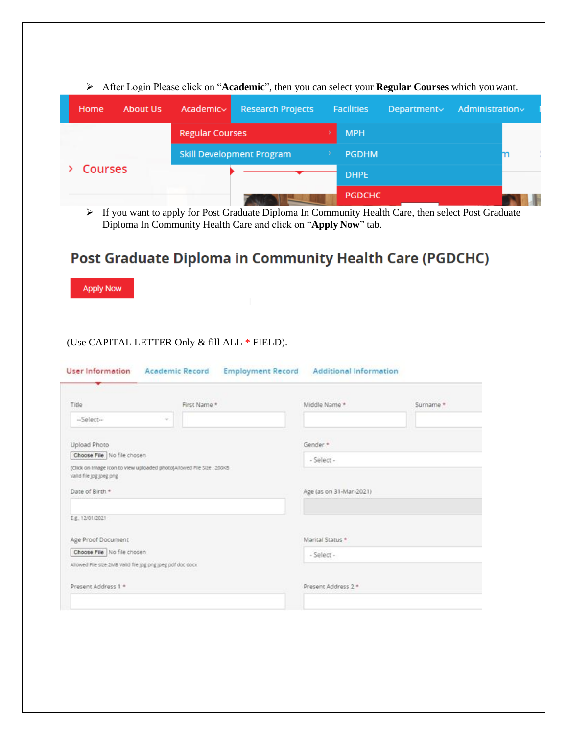- After Login Please click on "**Academic**", then you can select your **Regular Courses** which you want.

Home | About Us | Academic | Research Projects | Facilities | Department | Administration

Regular Courses → MPH, PGDHM, DHPE, PGDCHC

Skill Development Program

Courses

- If you want to apply for Post Graduate Diploma In Community Health Care, then select Post Graduate Diploma In Community Health Care and click on "**Apply Now**" tab.

## Post Graduate Diploma in Community Health Care (PGDCHC)

Apply Now

(Use CAPITAL LETTER Only & fill ALL * FIELD).

User Information | Academic Record | Employment Record | Additional Information

Title: --Select--

First Name *

Middle Name *

Surname *

Upload Photo: Choose File No file chosen

[Click on image icon to view uploaded photo]Allowed File Size : 200KB Valid file jpg jpeg png

Gender *: - Select -

Date of Birth *

E.g. 12/01/2021

Age (as on 31-Mar-2021)

Age Proof Document: Choose File No file chosen

Allowed File size 2MB Valid file jpg png jpeg pdf doc docx

Marital Status *: - Select -

Present Address 1 *

Present Address 2 *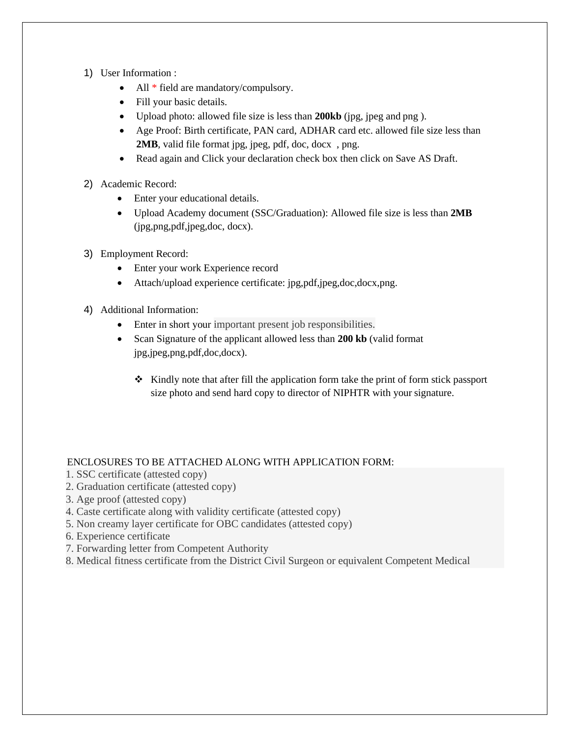1) User Information :
    - All * field are mandatory/compulsory.
    - Fill your basic details.
    - Upload photo: allowed file size is less than **200kb** (jpg, jpeg and png ).
    - Age Proof: Birth certificate, PAN card, ADHAR card etc. allowed file size less than **2MB**, valid file format jpg, jpeg, pdf, doc, docx , png.
    - Read again and Click your declaration check box then click on Save AS Draft.

2) Academic Record:
    - Enter your educational details.
    - Upload Academy document (SSC/Graduation): Allowed file size is less than **2MB** (jpg,png,pdf,jpeg,doc, docx).

3) Employment Record:
    - Enter your work Experience record
    - Attach/upload experience certificate: jpg,pdf,jpeg,doc,docx,png.

4) Additional Information:
    - Enter in short your important present job responsibilities.
    - Scan Signature of the applicant allowed less than **200 kb** (valid format jpg,jpeg,png,pdf,doc,docx).

        - ❖ Kindly note that after fill the application form take the print of form stick passport size photo and send hard copy to director of NIPHTR with your signature.

ENCLOSURES TO BE ATTACHED ALONG WITH APPLICATION FORM:

1. SSC certificate (attested copy)
2. Graduation certificate (attested copy)
3. Age proof (attested copy)
4. Caste certificate along with validity certificate (attested copy)
5. Non creamy layer certificate for OBC candidates (attested copy)
6. Experience certificate
7. Forwarding letter from Competent Authority
8. Medical fitness certificate from the District Civil Surgeon or equivalent Competent Medical